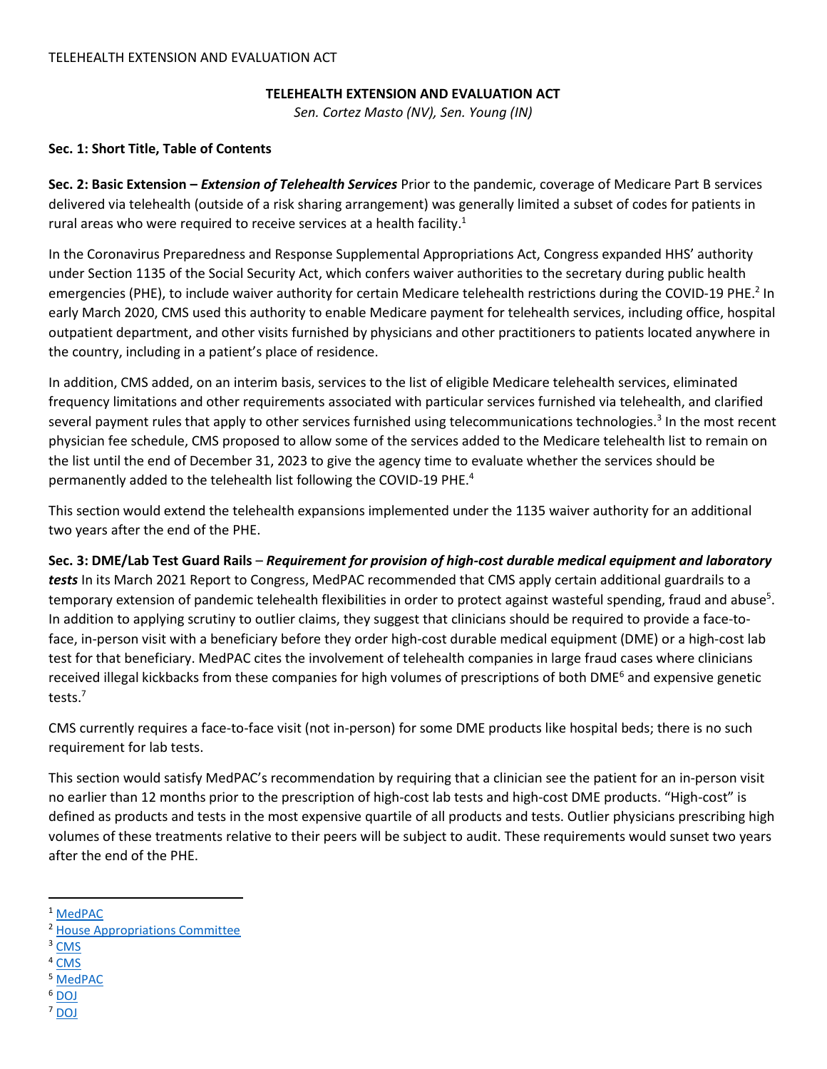# TELEHEALTH EXTENSION AND EVALUATION ACT

*Sen. Cortez Masto (NV), Sen. Young (IN)*

**Sec. 1: Short Title, Table of Contents**

**Sec. 2: Basic Extension –** ***Extension of Telehealth Services*** Prior to the pandemic, coverage of Medicare Part B services delivered via telehealth (outside of a risk sharing arrangement) was generally limited a subset of codes for patients in rural areas who were required to receive services at a health facility.[1]

In the Coronavirus Preparedness and Response Supplemental Appropriations Act, Congress expanded HHS' authority under Section 1135 of the Social Security Act, which confers waiver authorities to the secretary during public health emergencies (PHE), to include waiver authority for certain Medicare telehealth restrictions during the COVID-19 PHE.[2] In early March 2020, CMS used this authority to enable Medicare payment for telehealth services, including office, hospital outpatient department, and other visits furnished by physicians and other practitioners to patients located anywhere in the country, including in a patient's place of residence.

In addition, CMS added, on an interim basis, services to the list of eligible Medicare telehealth services, eliminated frequency limitations and other requirements associated with particular services furnished via telehealth, and clarified several payment rules that apply to other services furnished using telecommunications technologies.[3] In the most recent physician fee schedule, CMS proposed to allow some of the services added to the Medicare telehealth list to remain on the list until the end of December 31, 2023 to give the agency time to evaluate whether the services should be permanently added to the telehealth list following the COVID-19 PHE.[4]

This section would extend the telehealth expansions implemented under the 1135 waiver authority for an additional two years after the end of the PHE.

**Sec. 3: DME/Lab Test Guard Rails** – ***Requirement for provision of high-cost durable medical equipment and laboratory tests*** In its March 2021 Report to Congress, MedPAC recommended that CMS apply certain additional guardrails to a temporary extension of pandemic telehealth flexibilities in order to protect against wasteful spending, fraud and abuse[5]. In addition to applying scrutiny to outlier claims, they suggest that clinicians should be required to provide a face-to-face, in-person visit with a beneficiary before they order high-cost durable medical equipment (DME) or a high-cost lab test for that beneficiary. MedPAC cites the involvement of telehealth companies in large fraud cases where clinicians received illegal kickbacks from these companies for high volumes of prescriptions of both DME[6] and expensive genetic tests.[7]

CMS currently requires a face-to-face visit (not in-person) for some DME products like hospital beds; there is no such requirement for lab tests.

This section would satisfy MedPAC's recommendation by requiring that a clinician see the patient for an in-person visit no earlier than 12 months prior to the prescription of high-cost lab tests and high-cost DME products. "High-cost" is defined as products and tests in the most expensive quartile of all products and tests. Outlier physicians prescribing high volumes of these treatments relative to their peers will be subject to audit. These requirements would sunset two years after the end of the PHE.

---

[1] MedPAC
[2] House Appropriations Committee
[3] CMS
[4] CMS
[5] MedPAC
[6] DOJ
[7] DOJ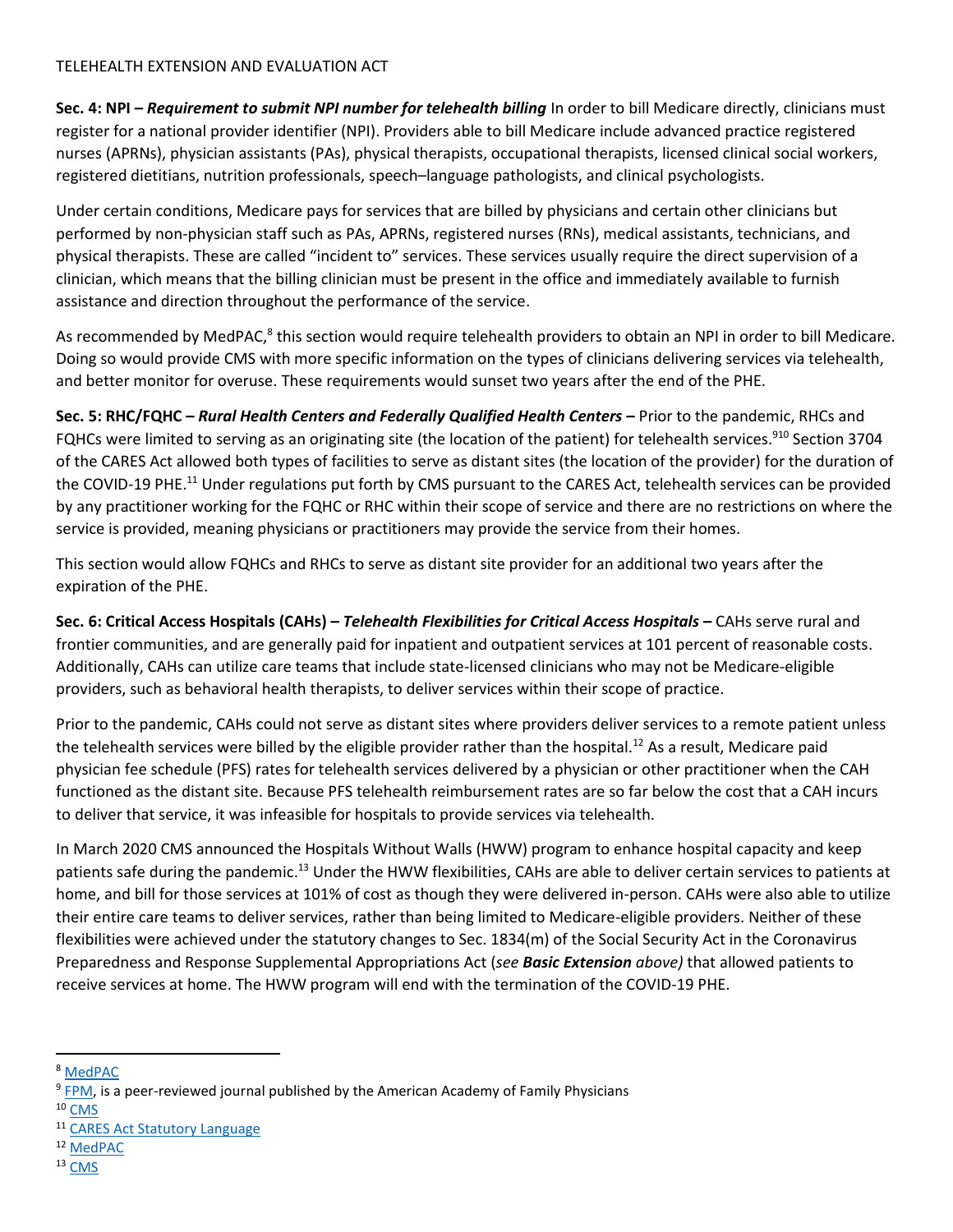TELEHEALTH EXTENSION AND EVALUATION ACT

**Sec. 4: NPI – *Requirement to submit NPI number for telehealth billing*** In order to bill Medicare directly, clinicians must register for a national provider identifier (NPI). Providers able to bill Medicare include advanced practice registered nurses (APRNs), physician assistants (PAs), physical therapists, occupational therapists, licensed clinical social workers, registered dietitians, nutrition professionals, speech–language pathologists, and clinical psychologists.

Under certain conditions, Medicare pays for services that are billed by physicians and certain other clinicians but performed by non-physician staff such as PAs, APRNs, registered nurses (RNs), medical assistants, technicians, and physical therapists. These are called "incident to" services. These services usually require the direct supervision of a clinician, which means that the billing clinician must be present in the office and immediately available to furnish assistance and direction throughout the performance of the service.

As recommended by MedPAC,[8] this section would require telehealth providers to obtain an NPI in order to bill Medicare. Doing so would provide CMS with more specific information on the types of clinicians delivering services via telehealth, and better monitor for overuse. These requirements would sunset two years after the end of the PHE.

**Sec. 5: RHC/FQHC – *Rural Health Centers and Federally Qualified Health Centers* –** Prior to the pandemic, RHCs and FQHCs were limited to serving as an originating site (the location of the patient) for telehealth services.[9,10] Section 3704 of the CARES Act allowed both types of facilities to serve as distant sites (the location of the provider) for the duration of the COVID-19 PHE.[11] Under regulations put forth by CMS pursuant to the CARES Act, telehealth services can be provided by any practitioner working for the FQHC or RHC within their scope of service and there are no restrictions on where the service is provided, meaning physicians or practitioners may provide the service from their homes.

This section would allow FQHCs and RHCs to serve as distant site provider for an additional two years after the expiration of the PHE.

**Sec. 6: Critical Access Hospitals (CAHs) – *Telehealth Flexibilities for Critical Access Hospitals* –** CAHs serve rural and frontier communities, and are generally paid for inpatient and outpatient services at 101 percent of reasonable costs. Additionally, CAHs can utilize care teams that include state-licensed clinicians who may not be Medicare-eligible providers, such as behavioral health therapists, to deliver services within their scope of practice.

Prior to the pandemic, CAHs could not serve as distant sites where providers deliver services to a remote patient unless the telehealth services were billed by the eligible provider rather than the hospital.[12] As a result, Medicare paid physician fee schedule (PFS) rates for telehealth services delivered by a physician or other practitioner when the CAH functioned as the distant site. Because PFS telehealth reimbursement rates are so far below the cost that a CAH incurs to deliver that service, it was infeasible for hospitals to provide services via telehealth.

In March 2020 CMS announced the Hospitals Without Walls (HWW) program to enhance hospital capacity and keep patients safe during the pandemic.[13] Under the HWW flexibilities, CAHs are able to deliver certain services to patients at home, and bill for those services at 101% of cost as though they were delivered in-person. CAHs were also able to utilize their entire care teams to deliver services, rather than being limited to Medicare-eligible providers. Neither of these flexibilities were achieved under the statutory changes to Sec. 1834(m) of the Social Security Act in the Coronavirus Preparedness and Response Supplemental Appropriations Act (*see **Basic Extension** above)* that allowed patients to receive services at home. The HWW program will end with the termination of the COVID-19 PHE.

---

[8] MedPAC

[9] FPM, is a peer-reviewed journal published by the American Academy of Family Physicians

[10] CMS

[11] CARES Act Statutory Language

[12] MedPAC

[13] CMS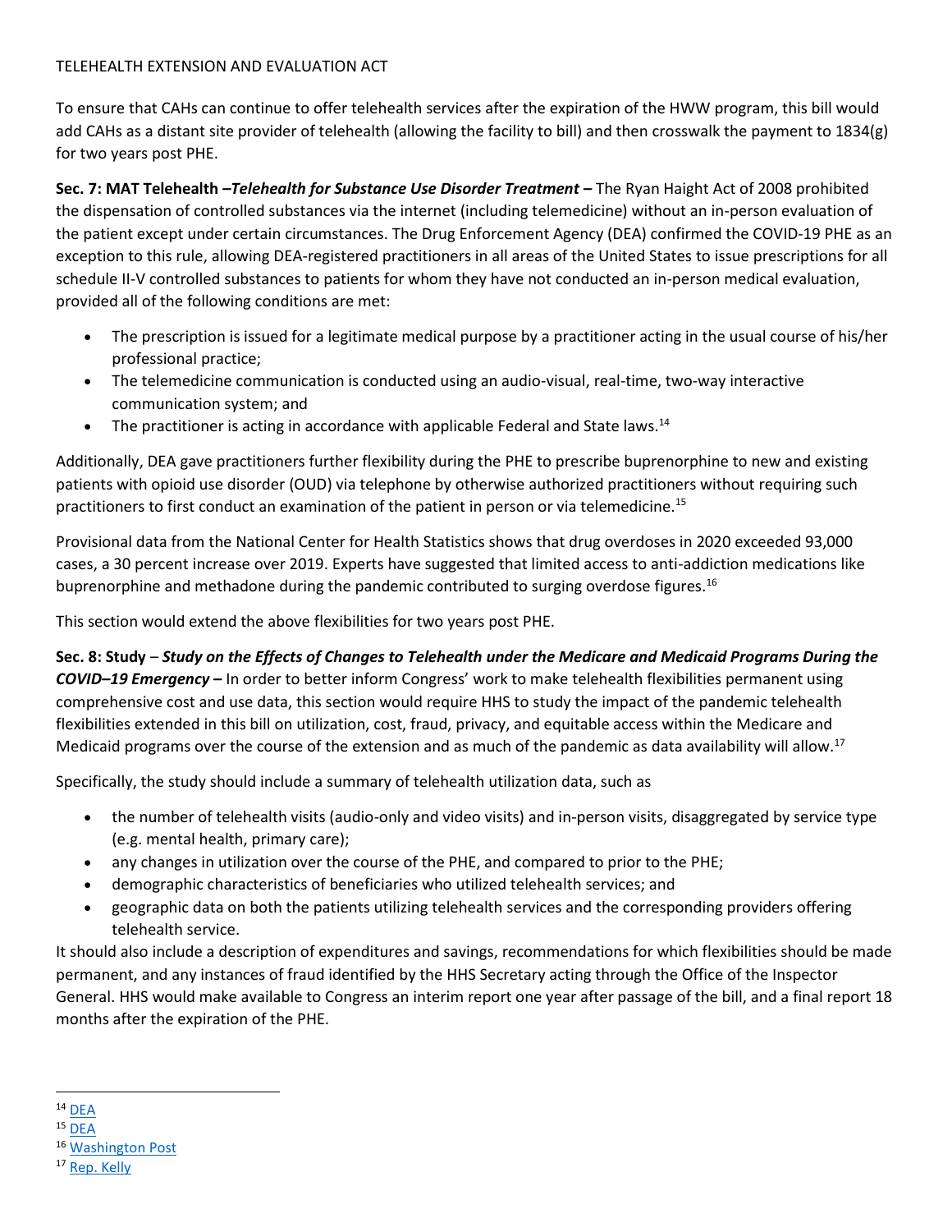TELEHEALTH EXTENSION AND EVALUATION ACT

To ensure that CAHs can continue to offer telehealth services after the expiration of the HWW program, this bill would add CAHs as a distant site provider of telehealth (allowing the facility to bill) and then crosswalk the payment to 1834(g) for two years post PHE.

**Sec. 7: MAT Telehealth –*Telehealth for Substance Use Disorder Treatment* –** The Ryan Haight Act of 2008 prohibited the dispensation of controlled substances via the internet (including telemedicine) without an in-person evaluation of the patient except under certain circumstances. The Drug Enforcement Agency (DEA) confirmed the COVID-19 PHE as an exception to this rule, allowing DEA-registered practitioners in all areas of the United States to issue prescriptions for all schedule II-V controlled substances to patients for whom they have not conducted an in-person medical evaluation, provided all of the following conditions are met:

- The prescription is issued for a legitimate medical purpose by a practitioner acting in the usual course of his/her professional practice;
- The telemedicine communication is conducted using an audio-visual, real-time, two-way interactive communication system; and
- The practitioner is acting in accordance with applicable Federal and State laws.[14]

Additionally, DEA gave practitioners further flexibility during the PHE to prescribe buprenorphine to new and existing patients with opioid use disorder (OUD) via telephone by otherwise authorized practitioners without requiring such practitioners to first conduct an examination of the patient in person or via telemedicine.[15]

Provisional data from the National Center for Health Statistics shows that drug overdoses in 2020 exceeded 93,000 cases, a 30 percent increase over 2019. Experts have suggested that limited access to anti-addiction medications like buprenorphine and methadone during the pandemic contributed to surging overdose figures.[16]

This section would extend the above flexibilities for two years post PHE.

**Sec. 8: Study** – ***Study on the Effects of Changes to Telehealth under the Medicare and Medicaid Programs During the COVID–19 Emergency* –** In order to better inform Congress' work to make telehealth flexibilities permanent using comprehensive cost and use data, this section would require HHS to study the impact of the pandemic telehealth flexibilities extended in this bill on utilization, cost, fraud, privacy, and equitable access within the Medicare and Medicaid programs over the course of the extension and as much of the pandemic as data availability will allow.[17]

Specifically, the study should include a summary of telehealth utilization data, such as

- the number of telehealth visits (audio-only and video visits) and in-person visits, disaggregated by service type (e.g. mental health, primary care);
- any changes in utilization over the course of the PHE, and compared to prior to the PHE;
- demographic characteristics of beneficiaries who utilized telehealth services; and
- geographic data on both the patients utilizing telehealth services and the corresponding providers offering telehealth service.

It should also include a description of expenditures and savings, recommendations for which flexibilities should be made permanent, and any instances of fraud identified by the HHS Secretary acting through the Office of the Inspector General. HHS would make available to Congress an interim report one year after passage of the bill, and a final report 18 months after the expiration of the PHE.

---

[14] DEA

[15] DEA

[16] Washington Post

[17] Rep. Kelly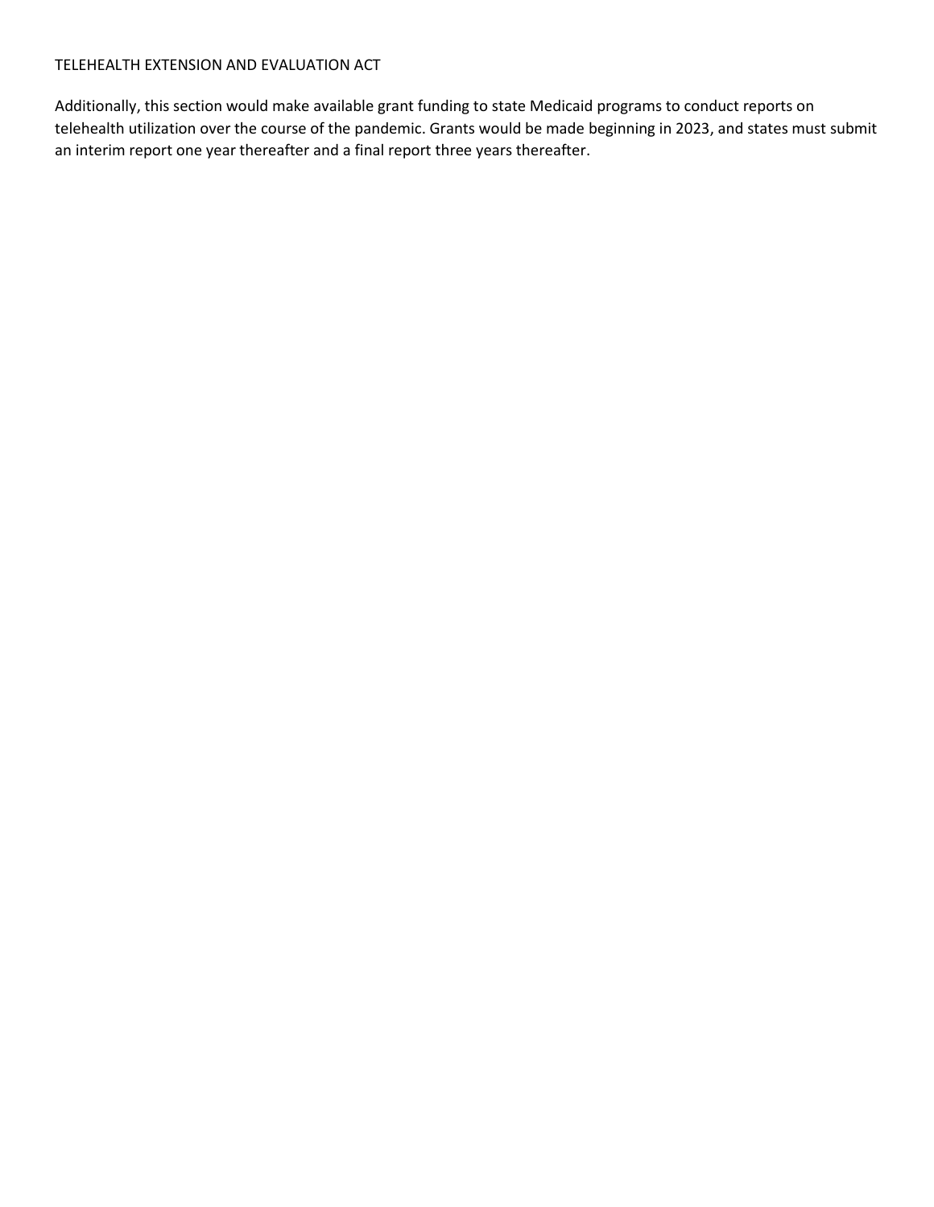TELEHEALTH EXTENSION AND EVALUATION ACT

Additionally, this section would make available grant funding to state Medicaid programs to conduct reports on telehealth utilization over the course of the pandemic. Grants would be made beginning in 2023, and states must submit an interim report one year thereafter and a final report three years thereafter.